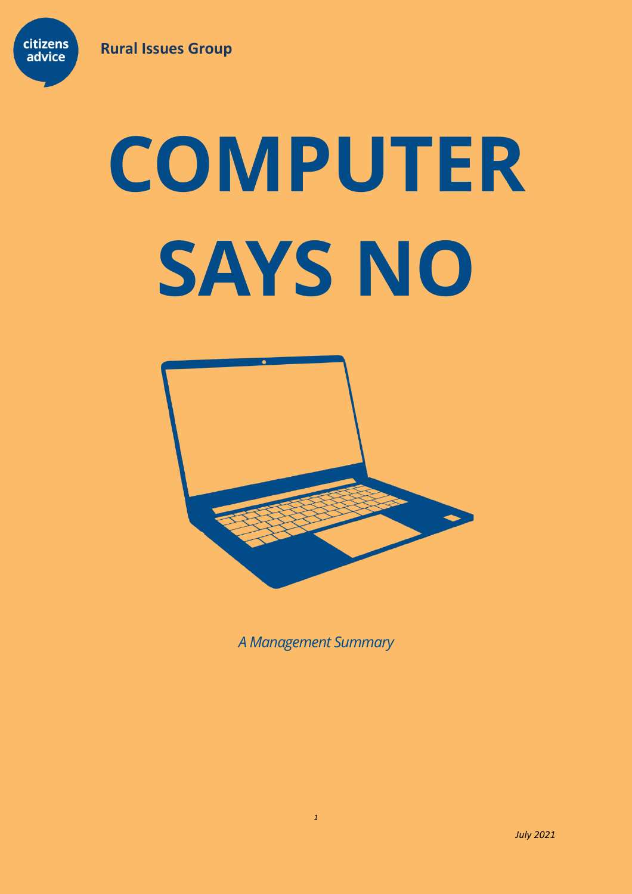citizens advice

**Rural Issues Group**

# COMPUTER SAYS NO

*A Management Summary*

*July 2021*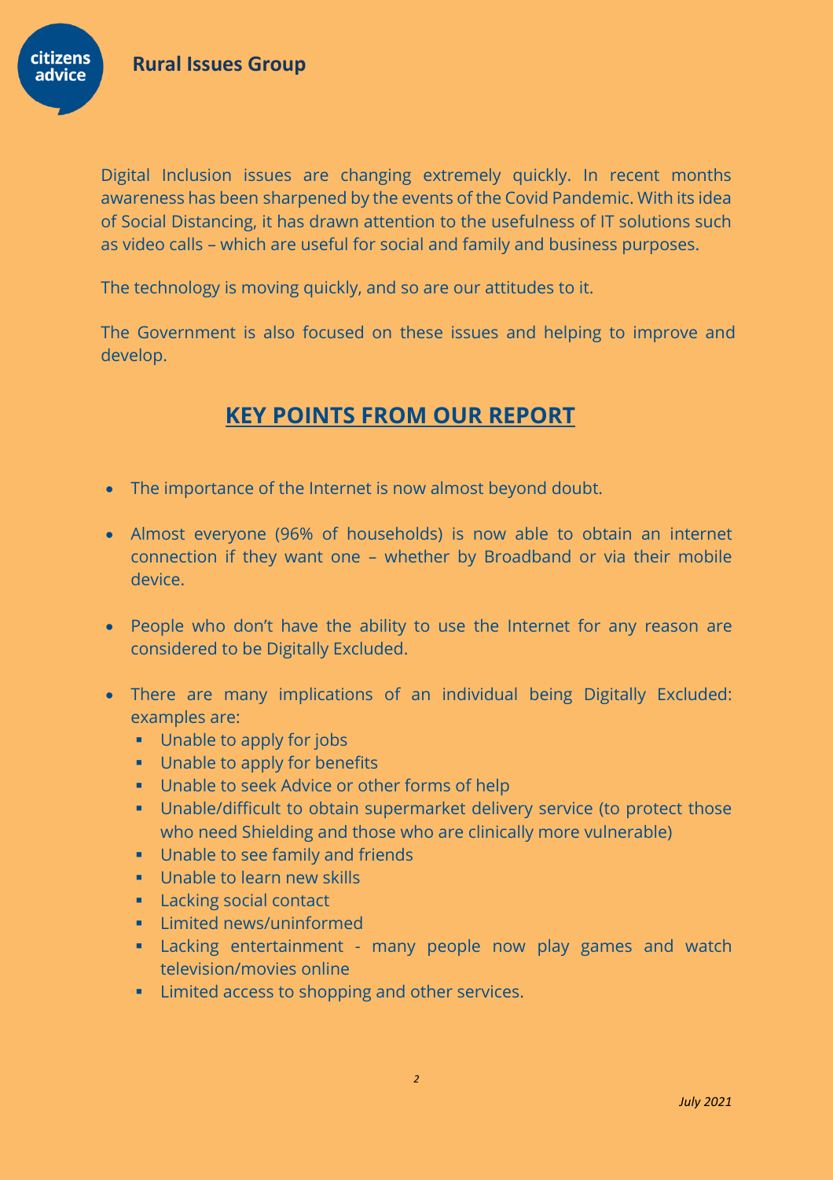Digital Inclusion issues are changing extremely quickly. In recent months awareness has been sharpened by the events of the Covid Pandemic. With its idea of Social Distancing, it has drawn attention to the usefulness of IT solutions such as video calls – which are useful for social and family and business purposes.

The technology is moving quickly, and so are our attitudes to it.

The Government is also focused on these issues and helping to improve and develop.

## KEY POINTS FROM OUR REPORT

- The importance of the Internet is now almost beyond doubt.
- Almost everyone (96% of households) is now able to obtain an internet connection if they want one – whether by Broadband or via their mobile device.
- People who don't have the ability to use the Internet for any reason are considered to be Digitally Excluded.
- There are many implications of an individual being Digitally Excluded: examples are:
  - Unable to apply for jobs
  - Unable to apply for benefits
  - Unable to seek Advice or other forms of help
  - Unable/difficult to obtain supermarket delivery service (to protect those who need Shielding and those who are clinically more vulnerable)
  - Unable to see family and friends
  - Unable to learn new skills
  - Lacking social contact
  - Limited news/uninformed
  - Lacking entertainment - many people now play games and watch television/movies online
  - Limited access to shopping and other services.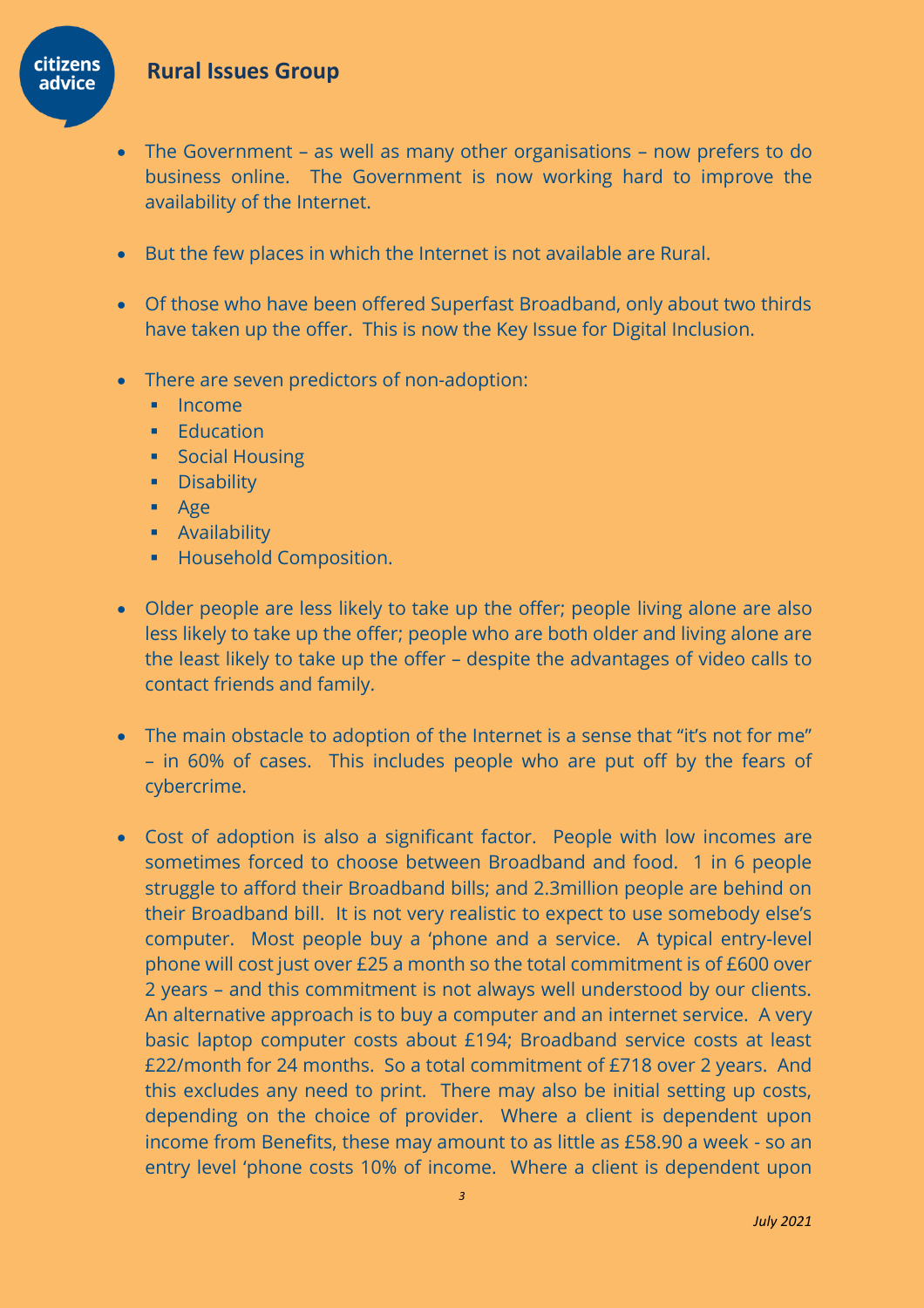- The Government – as well as many other organisations – now prefers to do business online. The Government is now working hard to improve the availability of the Internet.

- But the few places in which the Internet is not available are Rural.

- Of those who have been offered Superfast Broadband, only about two thirds have taken up the offer. This is now the Key Issue for Digital Inclusion.

- There are seven predictors of non-adoption:
  - Income
  - Education
  - Social Housing
  - Disability
  - Age
  - Availability
  - Household Composition.

- Older people are less likely to take up the offer; people living alone are also less likely to take up the offer; people who are both older and living alone are the least likely to take up the offer – despite the advantages of video calls to contact friends and family.

- The main obstacle to adoption of the Internet is a sense that "it's not for me" – in 60% of cases. This includes people who are put off by the fears of cybercrime.

- Cost of adoption is also a significant factor. People with low incomes are sometimes forced to choose between Broadband and food. 1 in 6 people struggle to afford their Broadband bills; and 2.3million people are behind on their Broadband bill. It is not very realistic to expect to use somebody else's computer. Most people buy a 'phone and a service. A typical entry-level phone will cost just over £25 a month so the total commitment is of £600 over 2 years – and this commitment is not always well understood by our clients. An alternative approach is to buy a computer and an internet service. A very basic laptop computer costs about £194; Broadband service costs at least £22/month for 24 months. So a total commitment of £718 over 2 years. And this excludes any need to print. There may also be initial setting up costs, depending on the choice of provider. Where a client is dependent upon income from Benefits, these may amount to as little as £58.90 a week - so an entry level 'phone costs 10% of income. Where a client is dependent upon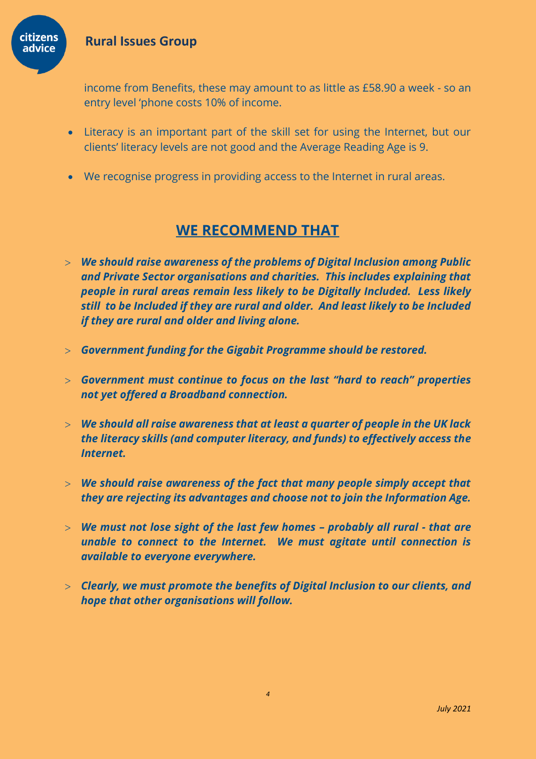income from Benefits, these may amount to as little as £58.90 a week - so an entry level 'phone costs 10% of income.

- Literacy is an important part of the skill set for using the Internet, but our clients' literacy levels are not good and the Average Reading Age is 9.
- We recognise progress in providing access to the Internet in rural areas.

## WE RECOMMEND THAT

- ***We should raise awareness of the problems of Digital Inclusion among Public and Private Sector organisations and charities. This includes explaining that people in rural areas remain less likely to be Digitally Included. Less likely still to be Included if they are rural and older. And least likely to be Included if they are rural and older and living alone.***
- ***Government funding for the Gigabit Programme should be restored.***
- ***Government must continue to focus on the last "hard to reach" properties not yet offered a Broadband connection.***
- ***We should all raise awareness that at least a quarter of people in the UK lack the literacy skills (and computer literacy, and funds) to effectively access the Internet.***
- ***We should raise awareness of the fact that many people simply accept that they are rejecting its advantages and choose not to join the Information Age.***
- ***We must not lose sight of the last few homes – probably all rural - that are unable to connect to the Internet. We must agitate until connection is available to everyone everywhere.***
- ***Clearly, we must promote the benefits of Digital Inclusion to our clients, and hope that other organisations will follow.***

*July 2021*